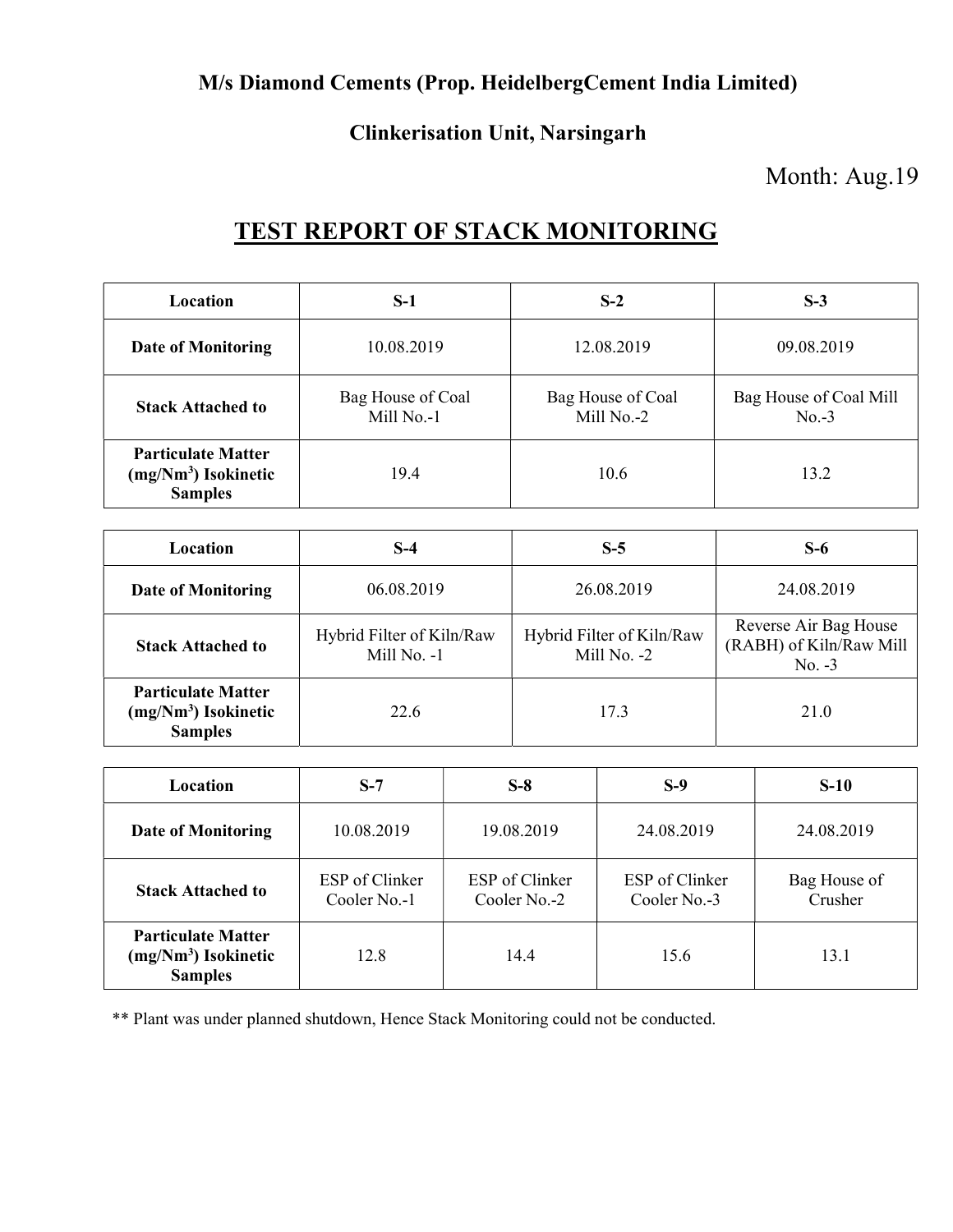## M/s Diamond Cements (Prop. HeidelbergCement India Limited)

## Clinkerisation Unit, Narsingarh

Month: Aug.19

# TEST REPORT OF STACK MONITORING

| Location | S-1 | S-2 | S-3 |
|---|---|---|---|
| Date of Monitoring | 10.08.2019 | 12.08.2019 | 09.08.2019 |
| Stack Attached to | Bag House of Coal Mill No.-1 | Bag House of Coal Mill No.-2 | Bag House of Coal Mill No.-3 |
| Particulate Matter ($mg/Nm^3$) Isokinetic Samples | 19.4 | 10.6 | 13.2 |

| Location | S-4 | S-5 | S-6 |
|---|---|---|---|
| Date of Monitoring | 06.08.2019 | 26.08.2019 | 24.08.2019 |
| Stack Attached to | Hybrid Filter of Kiln/Raw Mill No. -1 | Hybrid Filter of Kiln/Raw Mill No. -2 | Reverse Air Bag House (RABH) of Kiln/Raw Mill No. -3 |
| Particulate Matter ($mg/Nm^3$) Isokinetic Samples | 22.6 | 17.3 | 21.0 |

| Location | S-7 | S-8 | S-9 | S-10 |
|---|---|---|---|---|
| Date of Monitoring | 10.08.2019 | 19.08.2019 | 24.08.2019 | 24.08.2019 |
| Stack Attached to | ESP of Clinker Cooler No.-1 | ESP of Clinker Cooler No.-2 | ESP of Clinker Cooler No.-3 | Bag House of Crusher |
| Particulate Matter ($mg/Nm^3$) Isokinetic Samples | 12.8 | 14.4 | 15.6 | 13.1 |

** Plant was under planned shutdown, Hence Stack Monitoring could not be conducted.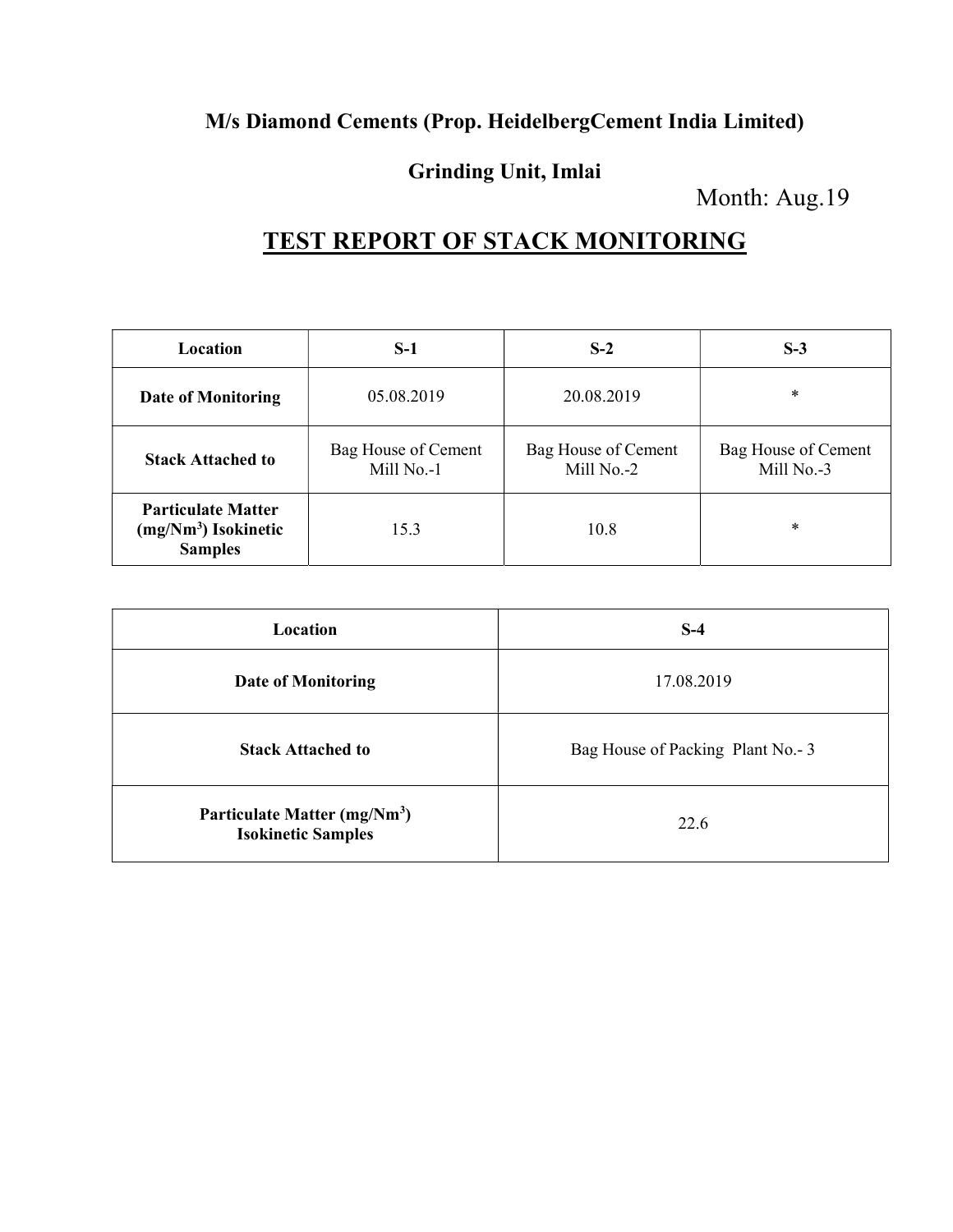**M/s Diamond Cements (Prop. HeidelbergCement India Limited)**

**Grinding Unit, Imlai**

Month: Aug.19

# TEST REPORT OF STACK MONITORING

| Location | S-1 | S-2 | S-3 |
|---|---|---|---|
| **Date of Monitoring** | 05.08.2019 | 20.08.2019 | * |
| **Stack Attached to** | Bag House of Cement Mill No.-1 | Bag House of Cement Mill No.-2 | Bag House of Cement Mill No.-3 |
| **Particulate Matter (mg/Nm$^3$) Isokinetic Samples** | 15.3 | 10.8 | * |

| Location | S-4 |
|---|---|
| **Date of Monitoring** | 17.08.2019 |
| **Stack Attached to** | Bag House of Packing Plant No.- 3 |
| **Particulate Matter (mg/Nm$^3$) Isokinetic Samples** | 22.6 |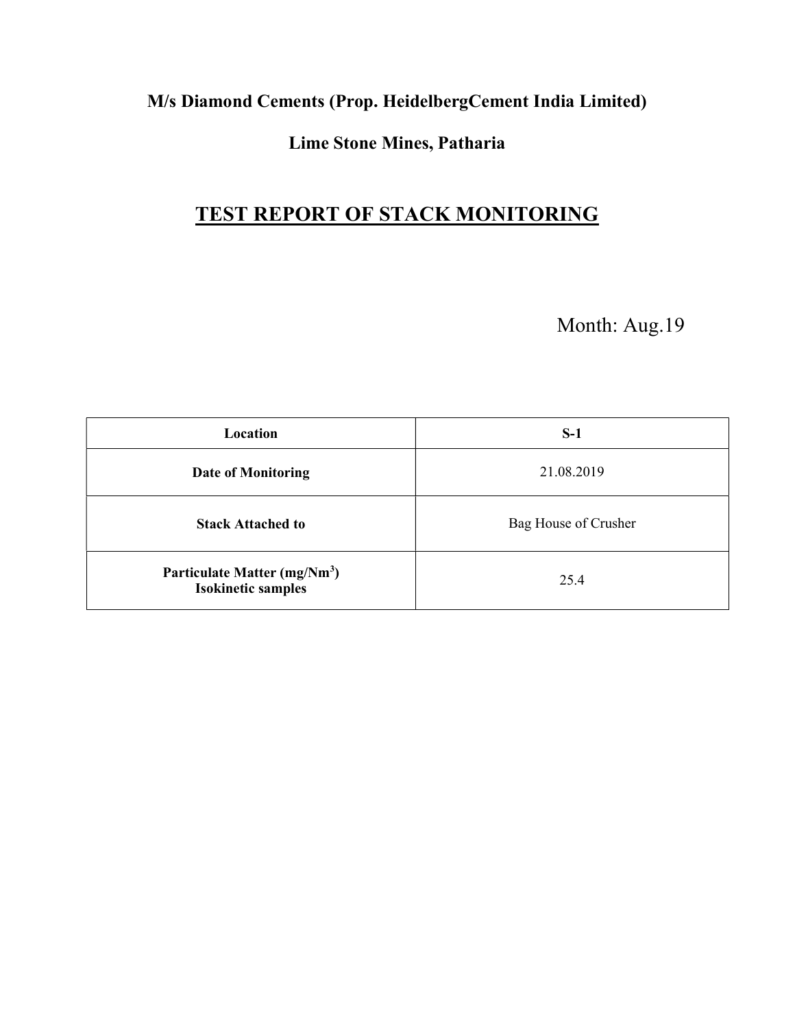**M/s Diamond Cements (Prop. HeidelbergCement India Limited)**

**Lime Stone Mines, Patharia**

# TEST REPORT OF STACK MONITORING

Month: Aug.19

| | |
|---|---|
| **Location** | **S-1** |
| **Date of Monitoring** | 21.08.2019 |
| **Stack Attached to** | Bag House of Crusher |
| **Particulate Matter (mg/Nm$^3$) Isokinetic samples** | 25.4 |